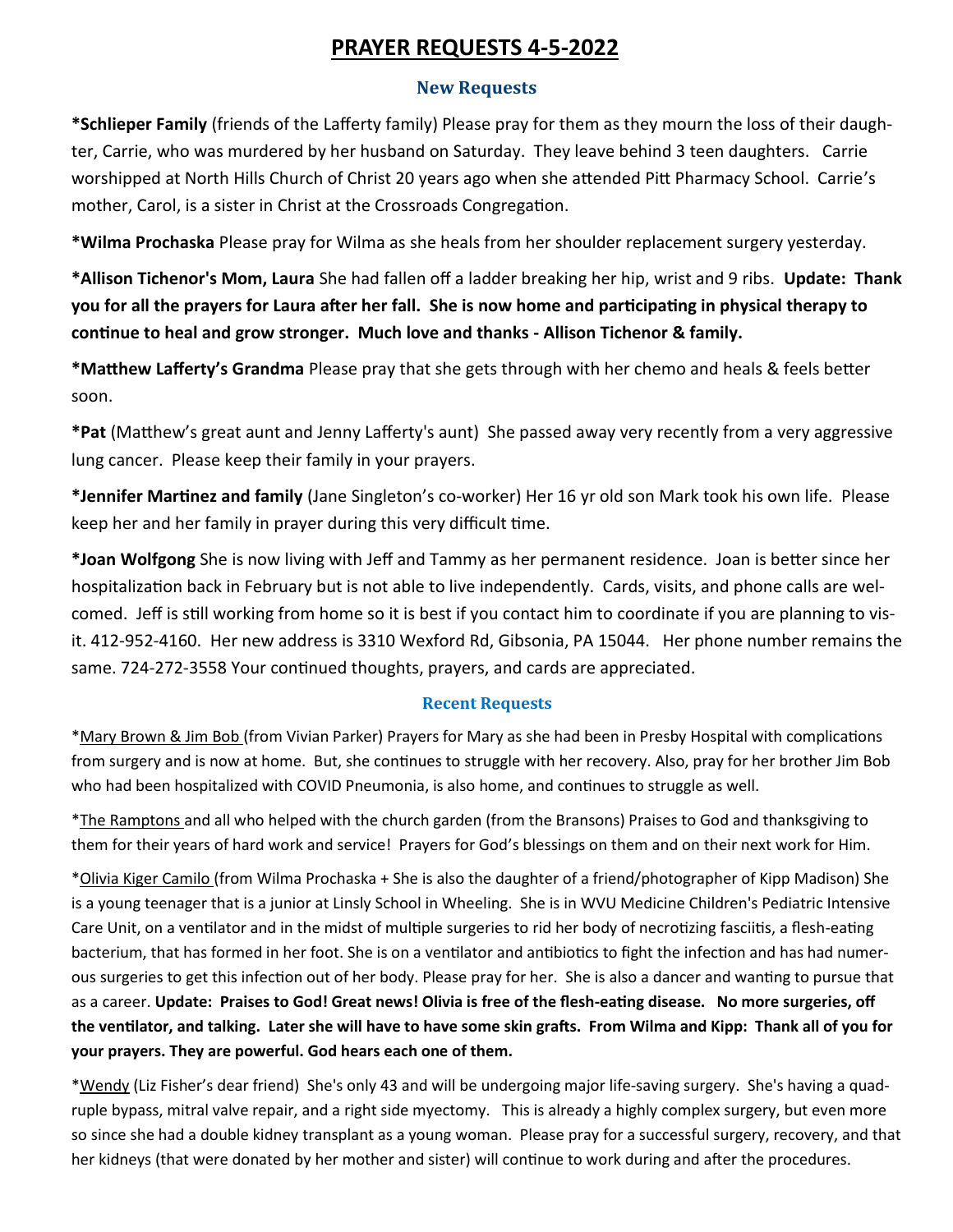# PRAYER REQUESTS 4-5-2022

## New Requests

**\*Schlieper Family** (friends of the Lafferty family) Please pray for them as they mourn the loss of their daughter, Carrie, who was murdered by her husband on Saturday. They leave behind 3 teen daughters. Carrie worshipped at North Hills Church of Christ 20 years ago when she attended Pitt Pharmacy School. Carrie's mother, Carol, is a sister in Christ at the Crossroads Congregation.

**\*Wilma Prochaska** Please pray for Wilma as she heals from her shoulder replacement surgery yesterday.

**\*Allison Tichenor's Mom, Laura** She had fallen off a ladder breaking her hip, wrist and 9 ribs. **Update: Thank you for all the prayers for Laura after her fall. She is now home and participating in physical therapy to continue to heal and grow stronger. Much love and thanks - Allison Tichenor & family.**

**\*Matthew Lafferty's Grandma** Please pray that she gets through with her chemo and heals & feels better soon.

**\*Pat** (Matthew's great aunt and Jenny Lafferty's aunt) She passed away very recently from a very aggressive lung cancer. Please keep their family in your prayers.

**\*Jennifer Martinez and family** (Jane Singleton's co-worker) Her 16 yr old son Mark took his own life. Please keep her and her family in prayer during this very difficult time.

**\*Joan Wolfgong** She is now living with Jeff and Tammy as her permanent residence. Joan is better since her hospitalization back in February but is not able to live independently. Cards, visits, and phone calls are welcomed. Jeff is still working from home so it is best if you contact him to coordinate if you are planning to visit. 412-952-4160. Her new address is 3310 Wexford Rd, Gibsonia, PA 15044. Her phone number remains the same. 724-272-3558 Your continued thoughts, prayers, and cards are appreciated.

## Recent Requests

\*Mary Brown & Jim Bob (from Vivian Parker) Prayers for Mary as she had been in Presby Hospital with complications from surgery and is now at home. But, she continues to struggle with her recovery. Also, pray for her brother Jim Bob who had been hospitalized with COVID Pneumonia, is also home, and continues to struggle as well.

\*The Ramptons and all who helped with the church garden (from the Bransons) Praises to God and thanksgiving to them for their years of hard work and service! Prayers for God's blessings on them and on their next work for Him.

\*Olivia Kiger Camilo (from Wilma Prochaska + She is also the daughter of a friend/photographer of Kipp Madison) She is a young teenager that is a junior at Linsly School in Wheeling. She is in WVU Medicine Children's Pediatric Intensive Care Unit, on a ventilator and in the midst of multiple surgeries to rid her body of necrotizing fasciitis, a flesh-eating bacterium, that has formed in her foot. She is on a ventilator and antibiotics to fight the infection and has had numerous surgeries to get this infection out of her body. Please pray for her. She is also a dancer and wanting to pursue that as a career. **Update: Praises to God! Great news! Olivia is free of the flesh-eating disease. No more surgeries, off the ventilator, and talking. Later she will have to have some skin grafts. From Wilma and Kipp: Thank all of you for your prayers. They are powerful. God hears each one of them.**

\*Wendy (Liz Fisher's dear friend) She's only 43 and will be undergoing major life-saving surgery. She's having a quadruple bypass, mitral valve repair, and a right side myectomy. This is already a highly complex surgery, but even more so since she had a double kidney transplant as a young woman. Please pray for a successful surgery, recovery, and that her kidneys (that were donated by her mother and sister) will continue to work during and after the procedures.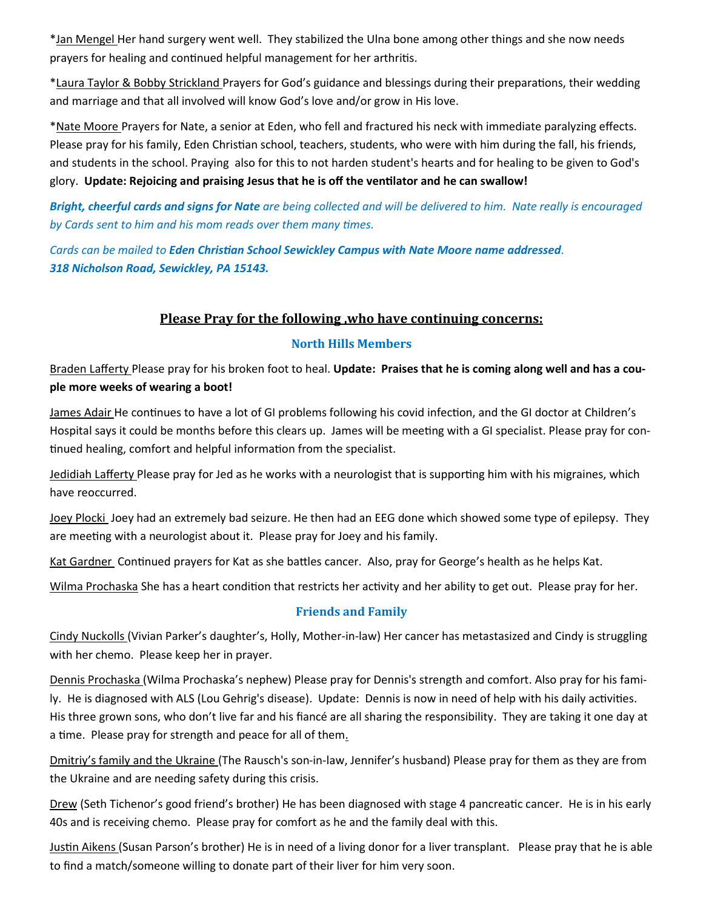*Jan Mengel Her hand surgery went well. They stabilized the Ulna bone among other things and she now needs prayers for healing and continued helpful management for her arthritis.

*Laura Taylor & Bobby Strickland Prayers for God's guidance and blessings during their preparations, their wedding and marriage and that all involved will know God's love and/or grow in His love.

*Nate Moore Prayers for Nate, a senior at Eden, who fell and fractured his neck with immediate paralyzing effects. Please pray for his family, Eden Christian school, teachers, students, who were with him during the fall, his friends, and students in the school. Praying also for this to not harden student's hearts and for healing to be given to God's glory. **Update: Rejoicing and praising Jesus that he is off the ventilator and he can swallow!**

***Bright, cheerful cards and signs for Nate*** *are being collected and will be delivered to him. Nate really is encouraged by Cards sent to him and his mom reads over them many times.*

*Cards can be mailed to* ***Eden Christian School Sewickley Campus with Nate Moore name addressed****.*
***318 Nicholson Road, Sewickley, PA 15143.***

## Please Pray for the following ,who have continuing concerns:

### North Hills Members

Braden Lafferty Please pray for his broken foot to heal. **Update: Praises that he is coming along well and has a couple more weeks of wearing a boot!**

James Adair He continues to have a lot of GI problems following his covid infection, and the GI doctor at Children's Hospital says it could be months before this clears up. James will be meeting with a GI specialist. Please pray for continued healing, comfort and helpful information from the specialist.

Jedidiah Lafferty Please pray for Jed as he works with a neurologist that is supporting him with his migraines, which have reoccurred.

Joey Plocki Joey had an extremely bad seizure. He then had an EEG done which showed some type of epilepsy. They are meeting with a neurologist about it. Please pray for Joey and his family.

Kat Gardner Continued prayers for Kat as she battles cancer. Also, pray for George's health as he helps Kat.

Wilma Prochaska She has a heart condition that restricts her activity and her ability to get out. Please pray for her.

### Friends and Family

Cindy Nuckolls (Vivian Parker's daughter's, Holly, Mother-in-law) Her cancer has metastasized and Cindy is struggling with her chemo. Please keep her in prayer.

Dennis Prochaska (Wilma Prochaska's nephew) Please pray for Dennis's strength and comfort. Also pray for his family. He is diagnosed with ALS (Lou Gehrig's disease). Update: Dennis is now in need of help with his daily activities. His three grown sons, who don't live far and his fiancé are all sharing the responsibility. They are taking it one day at a time. Please pray for strength and peace for all of them.

Dmitriy's family and the Ukraine (The Rausch's son-in-law, Jennifer's husband) Please pray for them as they are from the Ukraine and are needing safety during this crisis.

Drew (Seth Tichenor's good friend's brother) He has been diagnosed with stage 4 pancreatic cancer. He is in his early 40s and is receiving chemo. Please pray for comfort as he and the family deal with this.

Justin Aikens (Susan Parson's brother) He is in need of a living donor for a liver transplant. Please pray that he is able to find a match/someone willing to donate part of their liver for him very soon.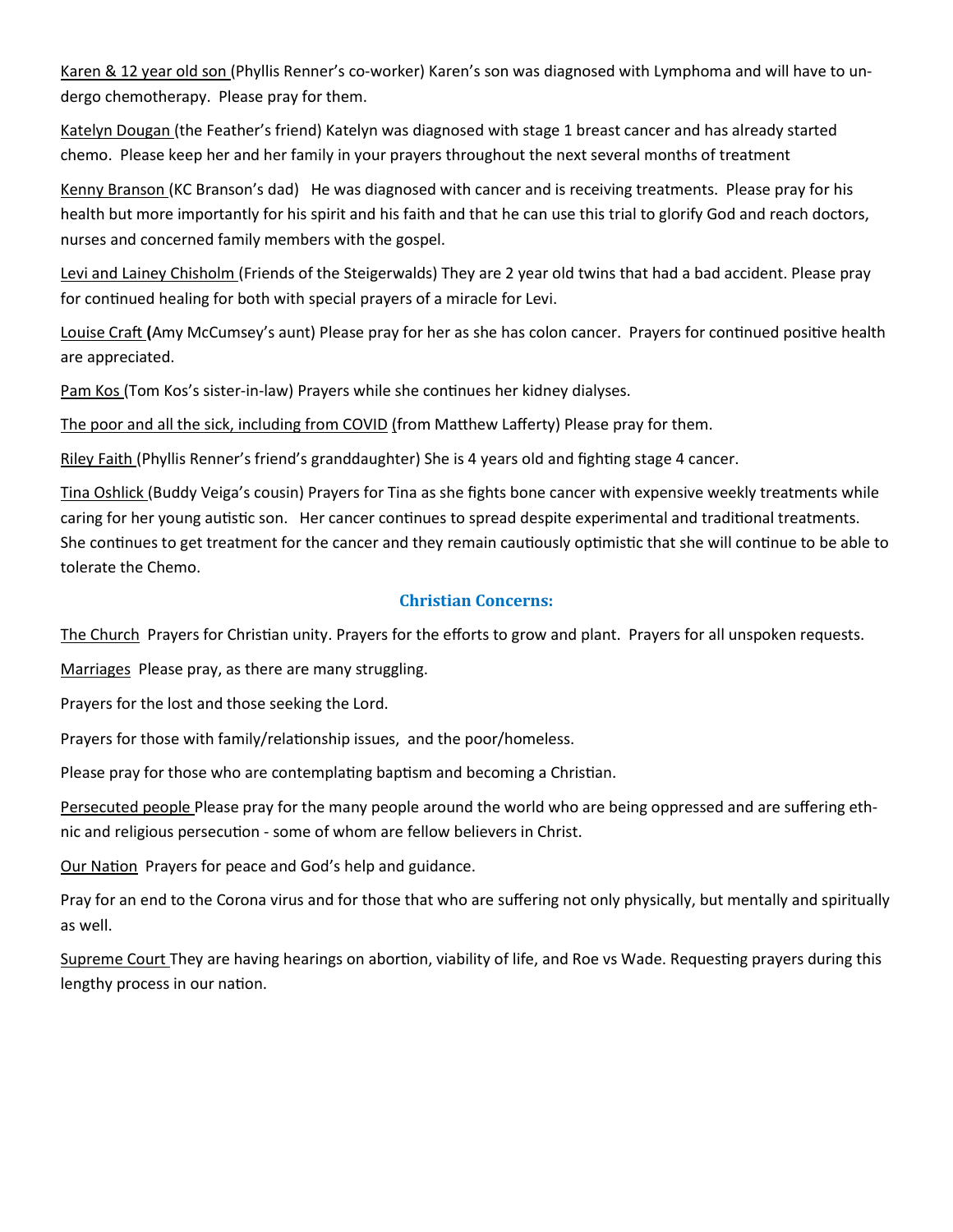Karen & 12 year old son (Phyllis Renner's co-worker) Karen's son was diagnosed with Lymphoma and will have to undergo chemotherapy. Please pray for them.

Katelyn Dougan (the Feather's friend) Katelyn was diagnosed with stage 1 breast cancer and has already started chemo. Please keep her and her family in your prayers throughout the next several months of treatment

Kenny Branson (KC Branson's dad) He was diagnosed with cancer and is receiving treatments. Please pray for his health but more importantly for his spirit and his faith and that he can use this trial to glorify God and reach doctors, nurses and concerned family members with the gospel.

Levi and Lainey Chisholm (Friends of the Steigerwalds) They are 2 year old twins that had a bad accident. Please pray for continued healing for both with special prayers of a miracle for Levi.

Louise Craft (Amy McCumsey's aunt) Please pray for her as she has colon cancer. Prayers for continued positive health are appreciated.

Pam Kos (Tom Kos's sister-in-law) Prayers while she continues her kidney dialyses.

The poor and all the sick, including from COVID (from Matthew Lafferty) Please pray for them.

Riley Faith (Phyllis Renner's friend's granddaughter) She is 4 years old and fighting stage 4 cancer.

Tina Oshlick (Buddy Veiga's cousin) Prayers for Tina as she fights bone cancer with expensive weekly treatments while caring for her young autistic son. Her cancer continues to spread despite experimental and traditional treatments. She continues to get treatment for the cancer and they remain cautiously optimistic that she will continue to be able to tolerate the Chemo.

## Christian Concerns:

The Church Prayers for Christian unity. Prayers for the efforts to grow and plant. Prayers for all unspoken requests.

Marriages Please pray, as there are many struggling.

Prayers for the lost and those seeking the Lord.

Prayers for those with family/relationship issues, and the poor/homeless.

Please pray for those who are contemplating baptism and becoming a Christian.

Persecuted people Please pray for the many people around the world who are being oppressed and are suffering ethnic and religious persecution - some of whom are fellow believers in Christ.

Our Nation Prayers for peace and God's help and guidance.

Pray for an end to the Corona virus and for those that who are suffering not only physically, but mentally and spiritually as well.

Supreme Court They are having hearings on abortion, viability of life, and Roe vs Wade. Requesting prayers during this lengthy process in our nation.